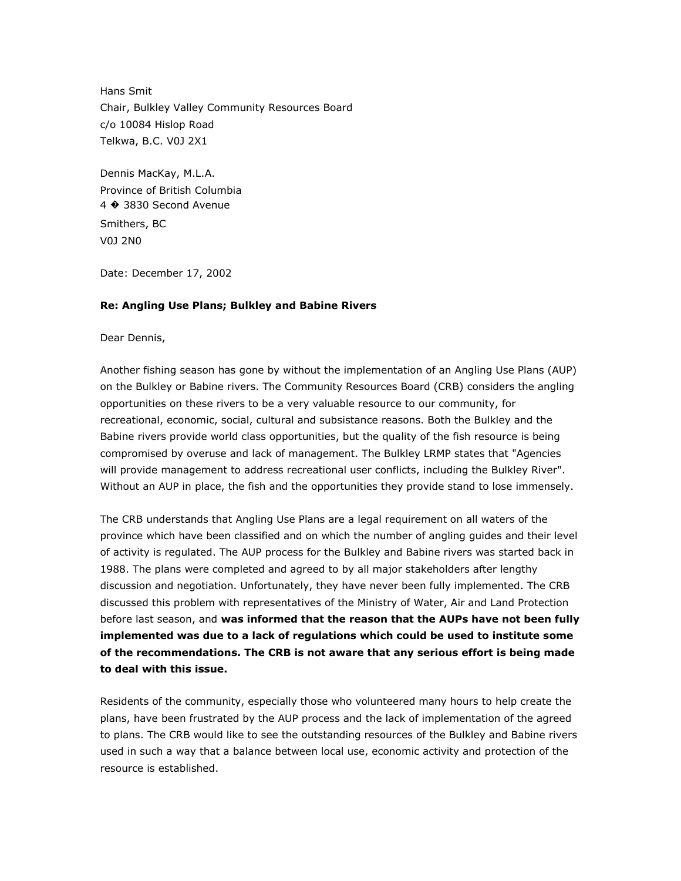Hans Smit
Chair, Bulkley Valley Community Resources Board
c/o 10084 Hislop Road
Telkwa, B.C. V0J 2X1

Dennis MacKay, M.L.A.
Province of British Columbia
4 � 3830 Second Avenue
Smithers, BC
V0J 2N0

Date: December 17, 2002

**Re: Angling Use Plans; Bulkley and Babine Rivers**

Dear Dennis,

Another fishing season has gone by without the implementation of an Angling Use Plans (AUP) on the Bulkley or Babine rivers. The Community Resources Board (CRB) considers the angling opportunities on these rivers to be a very valuable resource to our community, for recreational, economic, social, cultural and subsistance reasons. Both the Bulkley and the Babine rivers provide world class opportunities, but the quality of the fish resource is being compromised by overuse and lack of management. The Bulkley LRMP states that "Agencies will provide management to address recreational user conflicts, including the Bulkley River". Without an AUP in place, the fish and the opportunities they provide stand to lose immensely.

The CRB understands that Angling Use Plans are a legal requirement on all waters of the province which have been classified and on which the number of angling guides and their level of activity is regulated. The AUP process for the Bulkley and Babine rivers was started back in 1988. The plans were completed and agreed to by all major stakeholders after lengthy discussion and negotiation. Unfortunately, they have never been fully implemented. The CRB discussed this problem with representatives of the Ministry of Water, Air and Land Protection before last season, and **was informed that the reason that the AUPs have not been fully implemented was due to a lack of regulations which could be used to institute some of the recommendations. The CRB is not aware that any serious effort is being made to deal with this issue.**

Residents of the community, especially those who volunteered many hours to help create the plans, have been frustrated by the AUP process and the lack of implementation of the agreed to plans. The CRB would like to see the outstanding resources of the Bulkley and Babine rivers used in such a way that a balance between local use, economic activity and protection of the resource is established.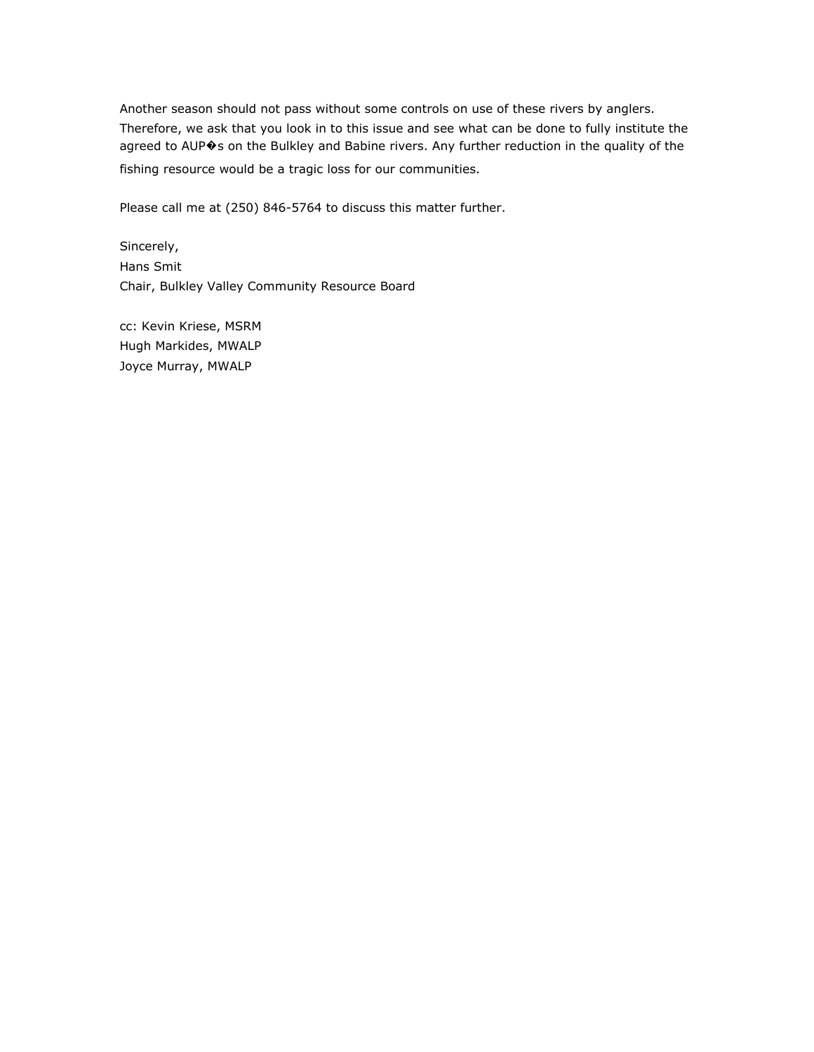Another season should not pass without some controls on use of these rivers by anglers. Therefore, we ask that you look in to this issue and see what can be done to fully institute the agreed to AUP�s on the Bulkley and Babine rivers. Any further reduction in the quality of the fishing resource would be a tragic loss for our communities.

Please call me at (250) 846-5764 to discuss this matter further.

Sincerely,  
Hans Smit  
Chair, Bulkley Valley Community Resource Board

cc: Kevin Kriese, MSRM  
Hugh Markides, MWALP  
Joyce Murray, MWALP